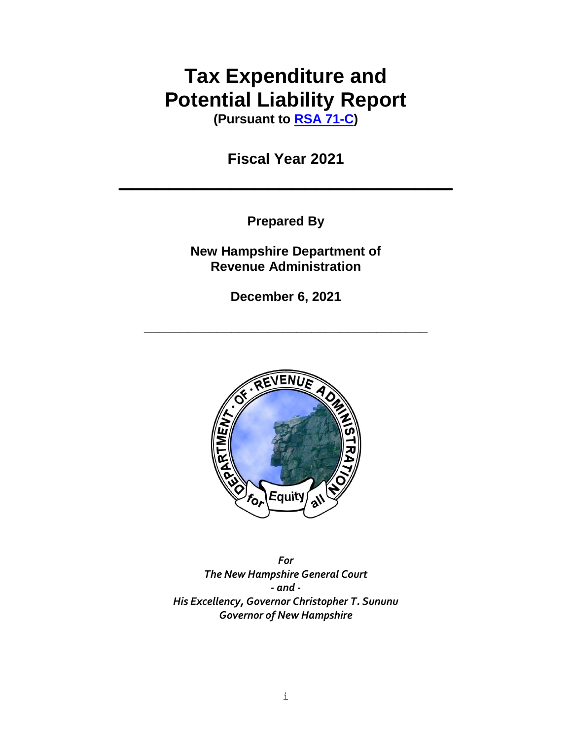# Tax Expenditure and Potential Liability Report

**(Pursuant to RSA 71-C)**

**Fiscal Year 2021**

---

**Prepared By**

**New Hampshire Department of Revenue Administration**

**December 6, 2021**

---

*For*
*The New Hampshire General Court*
*- and -*
*His Excellency, Governor Christopher T. Sununu*
*Governor of New Hampshire*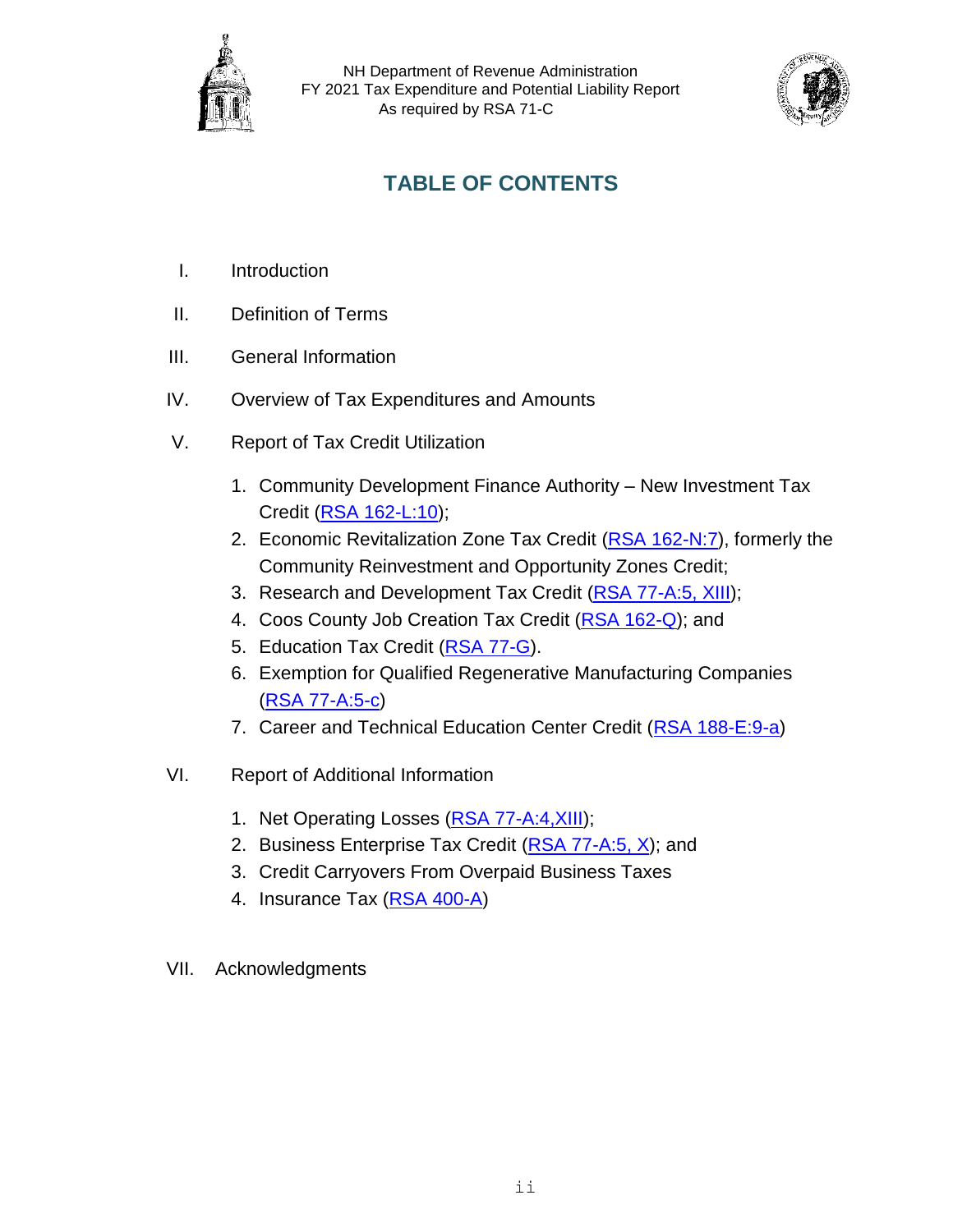# TABLE OF CONTENTS

I. Introduction

II. Definition of Terms

III. General Information

IV. Overview of Tax Expenditures and Amounts

V. Report of Tax Credit Utilization

1. Community Development Finance Authority – New Investment Tax Credit (RSA 162-L:10);
2. Economic Revitalization Zone Tax Credit (RSA 162-N:7), formerly the Community Reinvestment and Opportunity Zones Credit;
3. Research and Development Tax Credit (RSA 77-A:5, XIII);
4. Coos County Job Creation Tax Credit (RSA 162-Q); and
5. Education Tax Credit (RSA 77-G).
6. Exemption for Qualified Regenerative Manufacturing Companies (RSA 77-A:5-c)
7. Career and Technical Education Center Credit (RSA 188-E:9-a)

VI. Report of Additional Information

1. Net Operating Losses (RSA 77-A:4,XIII);
2. Business Enterprise Tax Credit (RSA 77-A:5, X); and
3. Credit Carryovers From Overpaid Business Taxes
4. Insurance Tax (RSA 400-A)

VII. Acknowledgments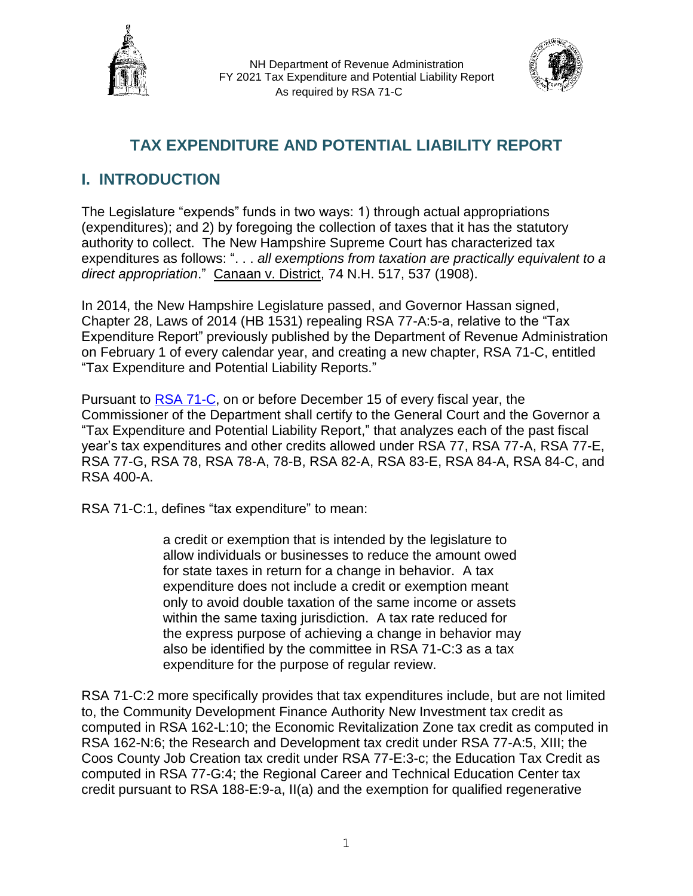# TAX EXPENDITURE AND POTENTIAL LIABILITY REPORT

## I. INTRODUCTION

The Legislature "expends" funds in two ways: 1) through actual appropriations (expenditures); and 2) by foregoing the collection of taxes that it has the statutory authority to collect. The New Hampshire Supreme Court has characterized tax expenditures as follows: ". . . *all exemptions from taxation are practically equivalent to a direct appropriation*." Canaan v. District, 74 N.H. 517, 537 (1908).

In 2014, the New Hampshire Legislature passed, and Governor Hassan signed, Chapter 28, Laws of 2014 (HB 1531) repealing RSA 77-A:5-a, relative to the "Tax Expenditure Report" previously published by the Department of Revenue Administration on February 1 of every calendar year, and creating a new chapter, RSA 71-C, entitled "Tax Expenditure and Potential Liability Reports."

Pursuant to RSA 71-C, on or before December 15 of every fiscal year, the Commissioner of the Department shall certify to the General Court and the Governor a "Tax Expenditure and Potential Liability Report," that analyzes each of the past fiscal year's tax expenditures and other credits allowed under RSA 77, RSA 77-A, RSA 77-E, RSA 77-G, RSA 78, RSA 78-A, 78-B, RSA 82-A, RSA 83-E, RSA 84-A, RSA 84-C, and RSA 400-A.

RSA 71-C:1, defines "tax expenditure" to mean:

> a credit or exemption that is intended by the legislature to allow individuals or businesses to reduce the amount owed for state taxes in return for a change in behavior. A tax expenditure does not include a credit or exemption meant only to avoid double taxation of the same income or assets within the same taxing jurisdiction. A tax rate reduced for the express purpose of achieving a change in behavior may also be identified by the committee in RSA 71-C:3 as a tax expenditure for the purpose of regular review.

RSA 71-C:2 more specifically provides that tax expenditures include, but are not limited to, the Community Development Finance Authority New Investment tax credit as computed in RSA 162-L:10; the Economic Revitalization Zone tax credit as computed in RSA 162-N:6; the Research and Development tax credit under RSA 77-A:5, XIII; the Coos County Job Creation tax credit under RSA 77-E:3-c; the Education Tax Credit as computed in RSA 77-G:4; the Regional Career and Technical Education Center tax credit pursuant to RSA 188-E:9-a, II(a) and the exemption for qualified regenerative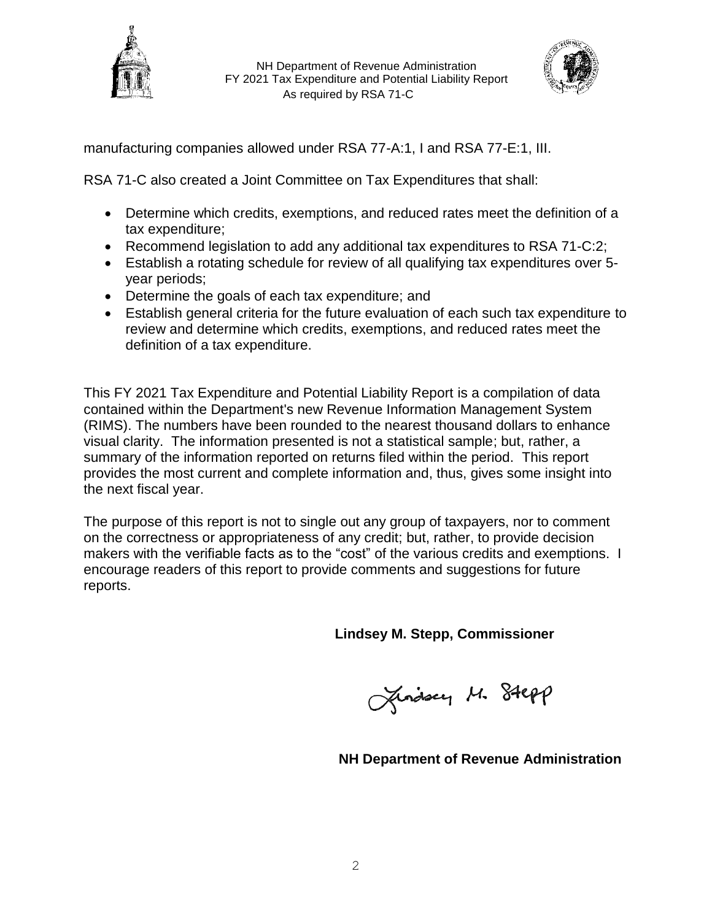manufacturing companies allowed under RSA 77-A:1, I and RSA 77-E:1, III.

RSA 71-C also created a Joint Committee on Tax Expenditures that shall:

- Determine which credits, exemptions, and reduced rates meet the definition of a tax expenditure;
- Recommend legislation to add any additional tax expenditures to RSA 71-C:2;
- Establish a rotating schedule for review of all qualifying tax expenditures over 5-year periods;
- Determine the goals of each tax expenditure; and
- Establish general criteria for the future evaluation of each such tax expenditure to review and determine which credits, exemptions, and reduced rates meet the definition of a tax expenditure.

This FY 2021 Tax Expenditure and Potential Liability Report is a compilation of data contained within the Department's new Revenue Information Management System (RIMS). The numbers have been rounded to the nearest thousand dollars to enhance visual clarity. The information presented is not a statistical sample; but, rather, a summary of the information reported on returns filed within the period. This report provides the most current and complete information and, thus, gives some insight into the next fiscal year.

The purpose of this report is not to single out any group of taxpayers, nor to comment on the correctness or appropriateness of any credit; but, rather, to provide decision makers with the verifiable facts as to the "cost" of the various credits and exemptions. I encourage readers of this report to provide comments and suggestions for future reports.

**Lindsey M. Stepp, Commissioner**

Lindsey M. Stepp

**NH Department of Revenue Administration**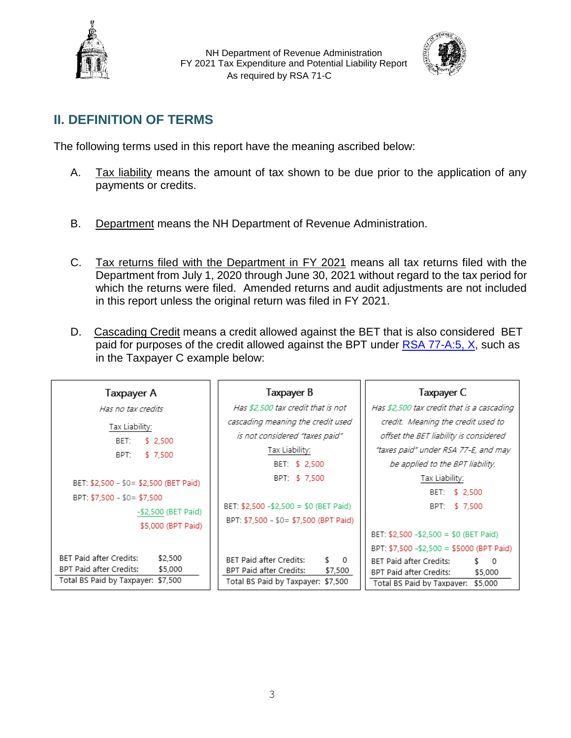## II. DEFINITION OF TERMS

The following terms used in this report have the meaning ascribed below:

A. Tax liability means the amount of tax shown to be due prior to the application of any payments or credits.

B. Department means the NH Department of Revenue Administration.

C. Tax returns filed with the Department in FY 2021 means all tax returns filed with the Department from July 1, 2020 through June 30, 2021 without regard to the tax period for which the returns were filed. Amended returns and audit adjustments are not included in this report unless the original return was filed in FY 2021.

D. Cascading Credit means a credit allowed against the BET that is also considered BET paid for purposes of the credit allowed against the BPT under RSA 77-A:5, X, such as in the Taxpayer C example below:

| Taxpayer A | Taxpayer B | Taxpayer C |
|---|---|---|
| *Has no tax credits* | *Has $2,500 tax credit that is not cascading meaning the credit used is not considered "taxes paid"* | *Has $2,500 tax credit that is a cascading credit. Meaning the credit used to offset the BET liability is considered "taxes paid" under RSA 77-E, and may be applied to the BPT liability.* |
| Tax Liability:<br>BET: $ 2,500<br>BPT: $ 7,500 | Tax Liability:<br>BET: $ 2,500<br>BPT: $ 7,500 | Tax Liability:<br>BET: $ 2,500<br>BPT: $ 7,500 |
| BET: $2,500 - $0= $2,500 (BET Paid)<br>BPT: $7,500 - $0= $7,500<br>-$2,500 (BET Paid)<br>$5,000 (BPT Paid) | BET: $2,500 -$2,500 = $0 (BET Paid)<br>BPT: $7,500 - $0= $7,500 (BPT Paid) | BET: $2,500 -$2,500 = $0 (BET Paid)<br>BPT: $7,500 -$2,500 = $5000 (BPT Paid) |
| BET Paid after Credits: $2,500<br>BPT Paid after Credits: $5,000 | BET Paid after Credits: $ 0<br>BPT Paid after Credits: $7,500 | BET Paid after Credits: $ 0<br>BPT Paid after Credits: $5,000 |
| Total BS Paid by Taxpayer: $7,500 | Total BS Paid by Taxpayer: $7,500 | Total BS Paid by Taxpayer: $5,000 |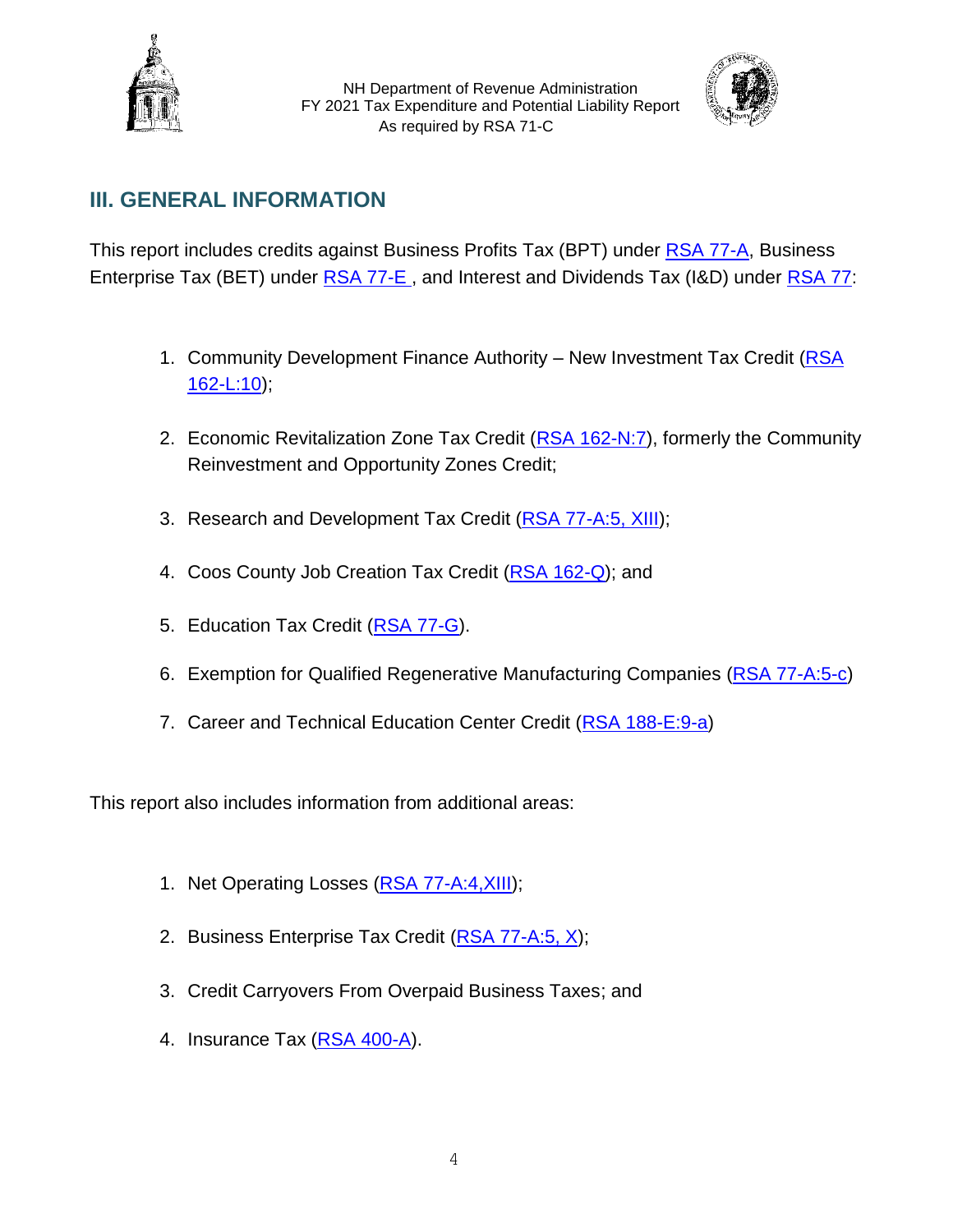## III. GENERAL INFORMATION

This report includes credits against Business Profits Tax (BPT) under RSA 77-A, Business Enterprise Tax (BET) under RSA 77-E , and Interest and Dividends Tax (I&D) under RSA 77:

1. Community Development Finance Authority – New Investment Tax Credit (RSA 162-L:10);
2. Economic Revitalization Zone Tax Credit (RSA 162-N:7), formerly the Community Reinvestment and Opportunity Zones Credit;
3. Research and Development Tax Credit (RSA 77-A:5, XIII);
4. Coos County Job Creation Tax Credit (RSA 162-Q); and
5. Education Tax Credit (RSA 77-G).
6. Exemption for Qualified Regenerative Manufacturing Companies (RSA 77-A:5-c)
7. Career and Technical Education Center Credit (RSA 188-E:9-a)

This report also includes information from additional areas:

1. Net Operating Losses (RSA 77-A:4,XIII);
2. Business Enterprise Tax Credit (RSA 77-A:5, X);
3. Credit Carryovers From Overpaid Business Taxes; and
4. Insurance Tax (RSA 400-A).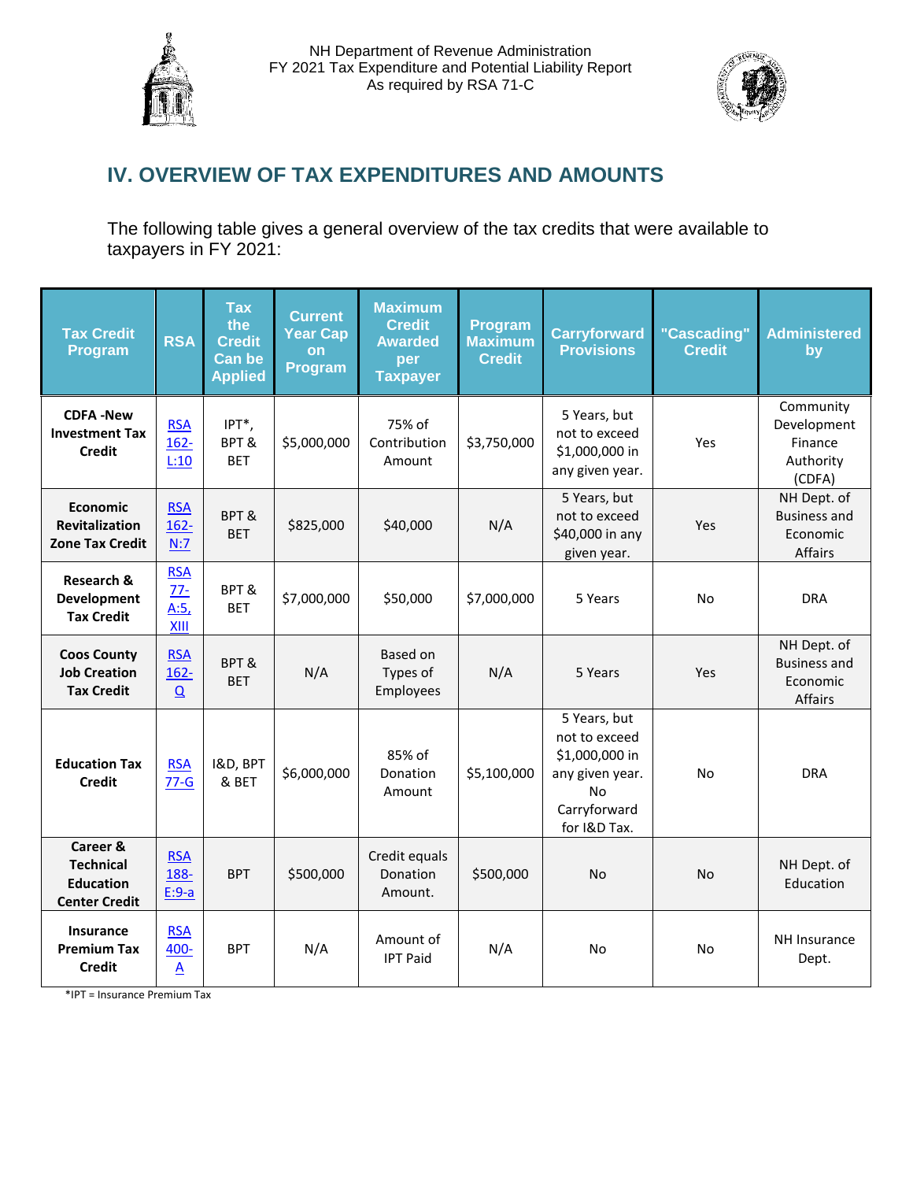## IV. OVERVIEW OF TAX EXPENDITURES AND AMOUNTS

The following table gives a general overview of the tax credits that were available to taxpayers in FY 2021:

| Tax Credit Program | RSA | Tax the Credit Can be Applied | Current Year Cap on Program | Maximum Credit Awarded per Taxpayer | Program Maximum Credit | Carryforward Provisions | "Cascading" Credit | Administered by |
|---|---|---|---|---|---|---|---|---|
| **CDFA -New Investment Tax Credit** | RSA 162-L:10 | IPT*, BPT & BET | $5,000,000 | 75% of Contribution Amount | $3,750,000 | 5 Years, but not to exceed $1,000,000 in any given year. | Yes | Community Development Finance Authority (CDFA) |
| **Economic Revitalization Zone Tax Credit** | RSA 162-N:7 | BPT & BET | $825,000 | $40,000 | N/A | 5 Years, but not to exceed $40,000 in any given year. | Yes | NH Dept. of Business and Economic Affairs |
| **Research & Development Tax Credit** | RSA 77-A:5, XIII | BPT & BET | $7,000,000 | $50,000 | $7,000,000 | 5 Years | No | DRA |
| **Coos County Job Creation Tax Credit** | RSA 162-Q | BPT & BET | N/A | Based on Types of Employees | N/A | 5 Years | Yes | NH Dept. of Business and Economic Affairs |
| **Education Tax Credit** | RSA 77-G | I&D, BPT & BET | $6,000,000 | 85% of Donation Amount | $5,100,000 | 5 Years, but not to exceed $1,000,000 in any given year. No Carryforward for I&D Tax. | No | DRA |
| **Career & Technical Education Center Credit** | RSA 188-E:9-a | BPT | $500,000 | Credit equals Donation Amount. | $500,000 | No | No | NH Dept. of Education |
| **Insurance Premium Tax Credit** | RSA 400-A | BPT | N/A | Amount of IPT Paid | N/A | No | No | NH Insurance Dept. |

*IPT = Insurance Premium Tax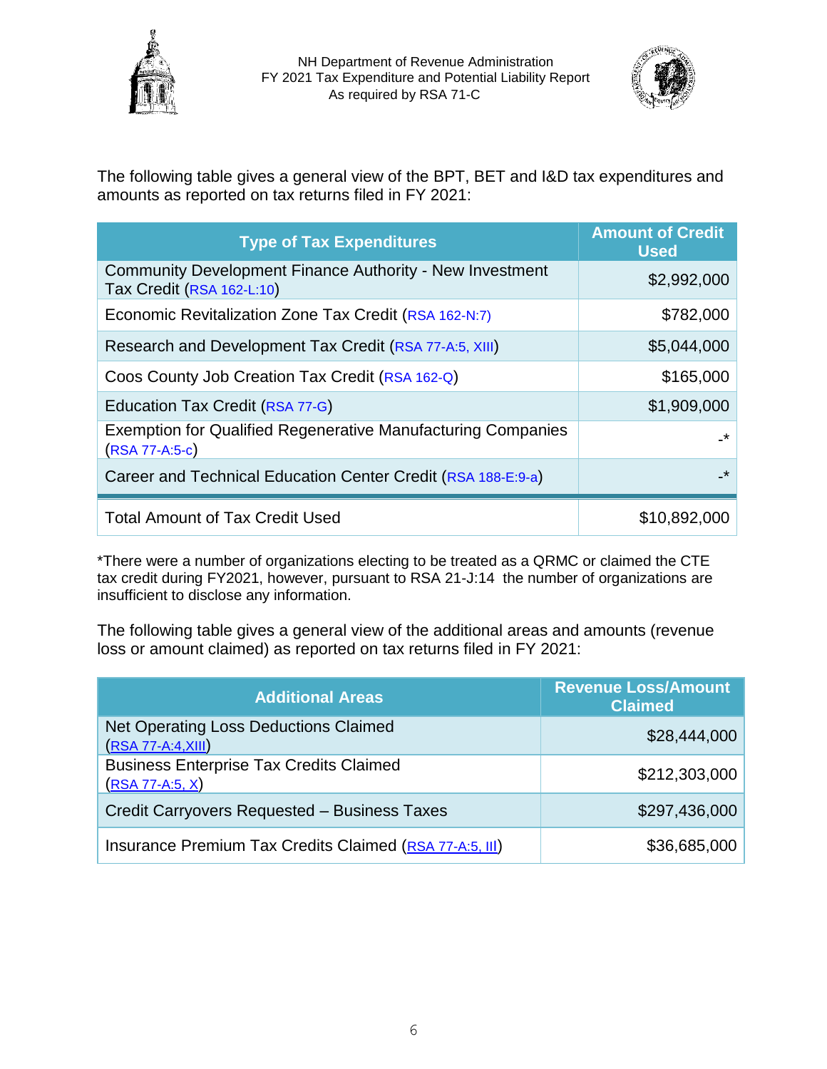The following table gives a general view of the BPT, BET and I&D tax expenditures and amounts as reported on tax returns filed in FY 2021:

| Type of Tax Expenditures | Amount of Credit Used |
|---|---|
| Community Development Finance Authority - New Investment Tax Credit (RSA 162-L:10) | $2,992,000 |
| Economic Revitalization Zone Tax Credit (RSA 162-N:7) | $782,000 |
| Research and Development Tax Credit (RSA 77-A:5, XIII) | $5,044,000 |
| Coos County Job Creation Tax Credit (RSA 162-Q) | $165,000 |
| Education Tax Credit (RSA 77-G) | $1,909,000 |
| Exemption for Qualified Regenerative Manufacturing Companies (RSA 77-A:5-c) | -* |
| Career and Technical Education Center Credit (RSA 188-E:9-a) | -* |
| Total Amount of Tax Credit Used | $10,892,000 |

*There were a number of organizations electing to be treated as a QRMC or claimed the CTE tax credit during FY2021, however, pursuant to RSA 21-J:14 the number of organizations are insufficient to disclose any information.

The following table gives a general view of the additional areas and amounts (revenue loss or amount claimed) as reported on tax returns filed in FY 2021:

| Additional Areas | Revenue Loss/Amount Claimed |
|---|---|
| Net Operating Loss Deductions Claimed (RSA 77-A:4,XIII) | $28,444,000 |
| Business Enterprise Tax Credits Claimed (RSA 77-A:5, X) | $212,303,000 |
| Credit Carryovers Requested – Business Taxes | $297,436,000 |
| Insurance Premium Tax Credits Claimed (RSA 77-A:5, III) | $36,685,000 |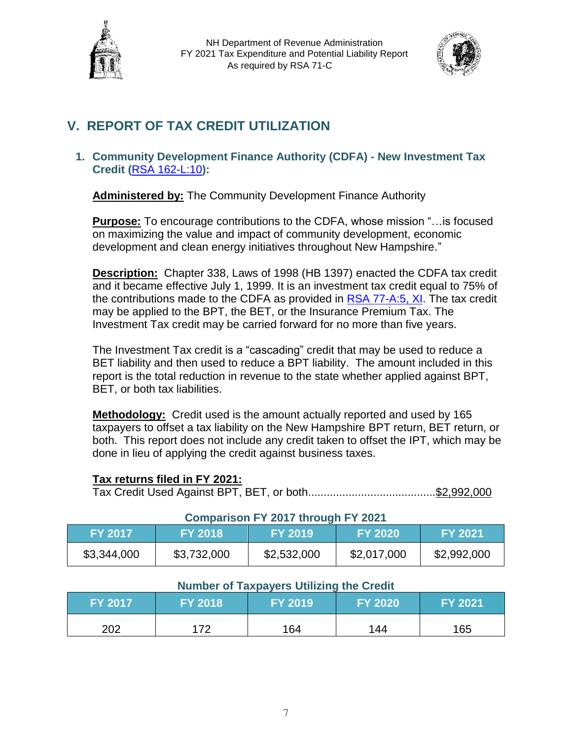## V. REPORT OF TAX CREDIT UTILIZATION

### 1. Community Development Finance Authority (CDFA) - New Investment Tax Credit (RSA 162-L:10):

**Administered by:** The Community Development Finance Authority

**Purpose:** To encourage contributions to the CDFA, whose mission "…is focused on maximizing the value and impact of community development, economic development and clean energy initiatives throughout New Hampshire."

**Description:** Chapter 338, Laws of 1998 (HB 1397) enacted the CDFA tax credit and it became effective July 1, 1999. It is an investment tax credit equal to 75% of the contributions made to the CDFA as provided in RSA 77-A:5, XI. The tax credit may be applied to the BPT, the BET, or the Insurance Premium Tax. The Investment Tax credit may be carried forward for no more than five years.

The Investment Tax credit is a "cascading" credit that may be used to reduce a BET liability and then used to reduce a BPT liability. The amount included in this report is the total reduction in revenue to the state whether applied against BPT, BET, or both tax liabilities.

**Methodology:** Credit used is the amount actually reported and used by 165 taxpayers to offset a tax liability on the New Hampshire BPT return, BET return, or both. This report does not include any credit taken to offset the IPT, which may be done in lieu of applying the credit against business taxes.

**Tax returns filed in FY 2021:**
Tax Credit Used Against BPT, BET, or both........................................$2,992,000

**Comparison FY 2017 through FY 2021**

| FY 2017 | FY 2018 | FY 2019 | FY 2020 | FY 2021 |
|---|---|---|---|---|
| $3,344,000 | $3,732,000 | $2,532,000 | $2,017,000 | $2,992,000 |

**Number of Taxpayers Utilizing the Credit**

| FY 2017 | FY 2018 | FY 2019 | FY 2020 | FY 2021 |
|---|---|---|---|---|
| 202 | 172 | 164 | 144 | 165 |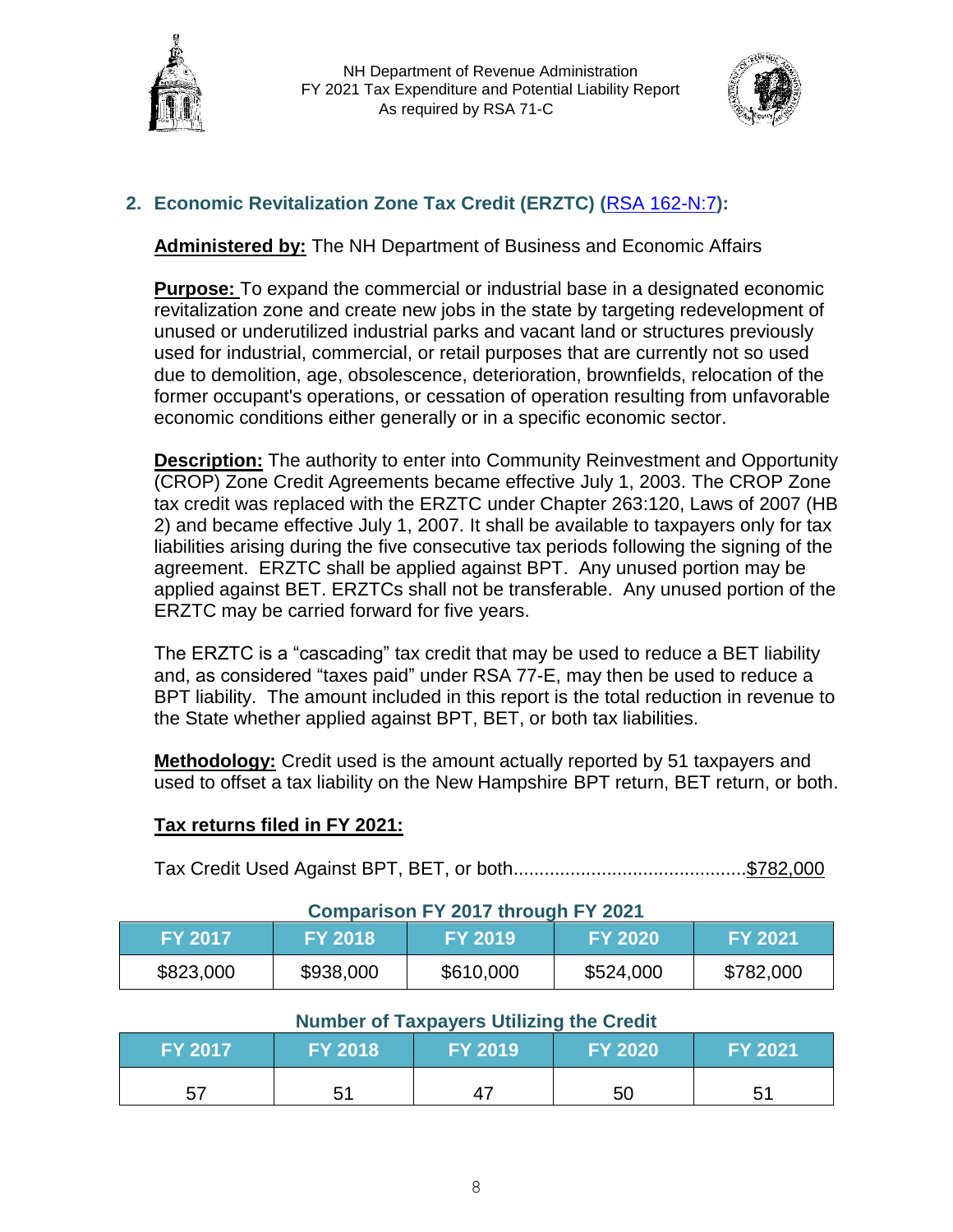## 2. Economic Revitalization Zone Tax Credit (ERZTC) ([RSA 162-N:7](RSA 162-N:7)):

**Administered by:** The NH Department of Business and Economic Affairs

**Purpose:** To expand the commercial or industrial base in a designated economic revitalization zone and create new jobs in the state by targeting redevelopment of unused or underutilized industrial parks and vacant land or structures previously used for industrial, commercial, or retail purposes that are currently not so used due to demolition, age, obsolescence, deterioration, brownfields, relocation of the former occupant's operations, or cessation of operation resulting from unfavorable economic conditions either generally or in a specific economic sector.

**Description:** The authority to enter into Community Reinvestment and Opportunity (CROP) Zone Credit Agreements became effective July 1, 2003. The CROP Zone tax credit was replaced with the ERZTC under Chapter 263:120, Laws of 2007 (HB 2) and became effective July 1, 2007. It shall be available to taxpayers only for tax liabilities arising during the five consecutive tax periods following the signing of the agreement. ERZTC shall be applied against BPT. Any unused portion may be applied against BET. ERZTCs shall not be transferable. Any unused portion of the ERZTC may be carried forward for five years.

The ERZTC is a "cascading" tax credit that may be used to reduce a BET liability and, as considered "taxes paid" under RSA 77-E, may then be used to reduce a BPT liability. The amount included in this report is the total reduction in revenue to the State whether applied against BPT, BET, or both tax liabilities.

**Methodology:** Credit used is the amount actually reported by 51 taxpayers and used to offset a tax liability on the New Hampshire BPT return, BET return, or both.

**Tax returns filed in FY 2021:**

Tax Credit Used Against BPT, BET, or both............................................$782,000

**Comparison FY 2017 through FY 2021**

| FY 2017 | FY 2018 | FY 2019 | FY 2020 | FY 2021 |
|---|---|---|---|---|
| $823,000 | $938,000 | $610,000 | $524,000 | $782,000 |

**Number of Taxpayers Utilizing the Credit**

| FY 2017 | FY 2018 | FY 2019 | FY 2020 | FY 2021 |
|---|---|---|---|---|
| 57 | 51 | 47 | 50 | 51 |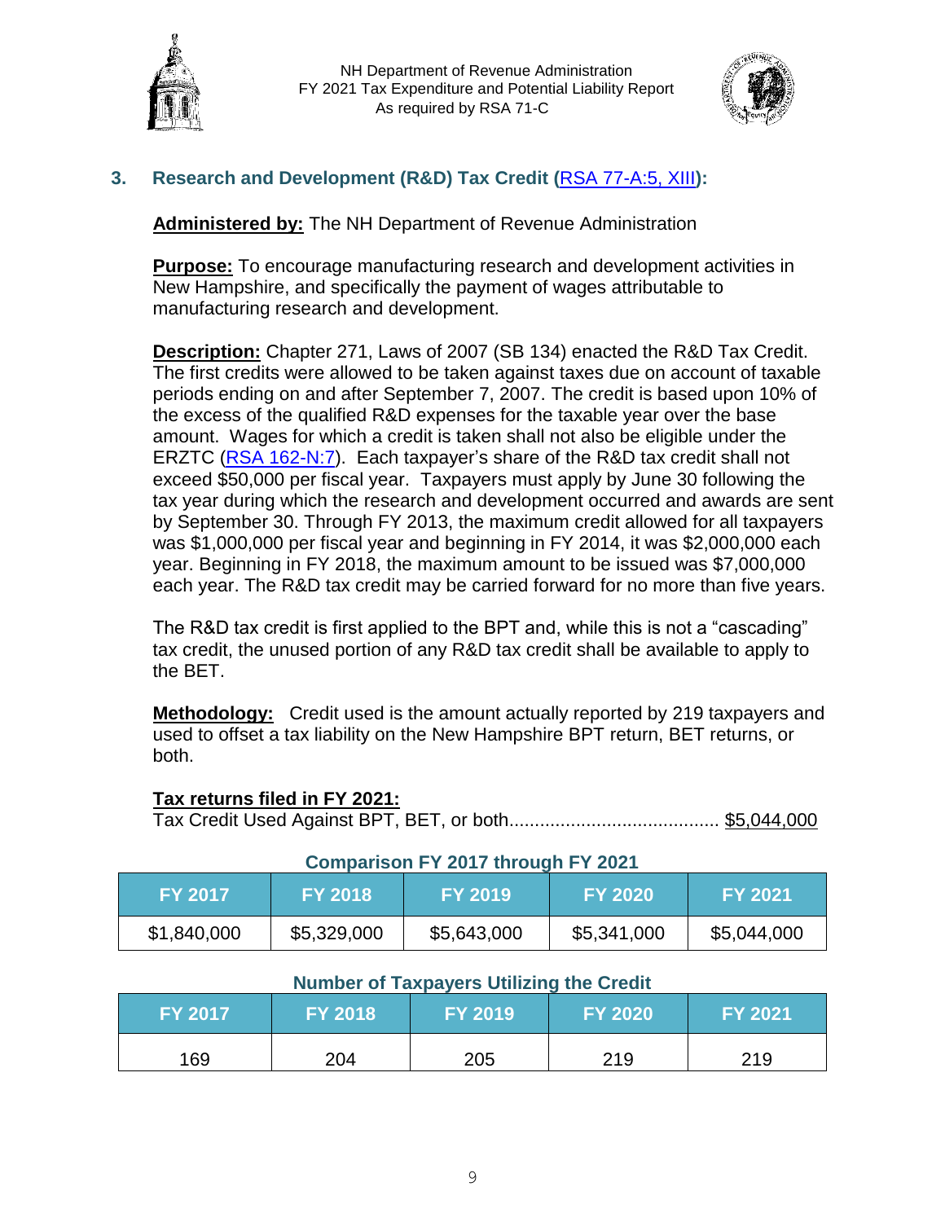### 3. Research and Development (R&D) Tax Credit (RSA 77-A:5, XIII):

**Administered by:** The NH Department of Revenue Administration

**Purpose:** To encourage manufacturing research and development activities in New Hampshire, and specifically the payment of wages attributable to manufacturing research and development.

**Description:** Chapter 271, Laws of 2007 (SB 134) enacted the R&D Tax Credit. The first credits were allowed to be taken against taxes due on account of taxable periods ending on and after September 7, 2007. The credit is based upon 10% of the excess of the qualified R&D expenses for the taxable year over the base amount. Wages for which a credit is taken shall not also be eligible under the ERZTC (RSA 162-N:7). Each taxpayer's share of the R&D tax credit shall not exceed $50,000 per fiscal year. Taxpayers must apply by June 30 following the tax year during which the research and development occurred and awards are sent by September 30. Through FY 2013, the maximum credit allowed for all taxpayers was $1,000,000 per fiscal year and beginning in FY 2014, it was $2,000,000 each year. Beginning in FY 2018, the maximum amount to be issued was $7,000,000 each year. The R&D tax credit may be carried forward for no more than five years.

The R&D tax credit is first applied to the BPT and, while this is not a "cascading" tax credit, the unused portion of any R&D tax credit shall be available to apply to the BET.

**Methodology:** Credit used is the amount actually reported by 219 taxpayers and used to offset a tax liability on the New Hampshire BPT return, BET returns, or both.

**Tax returns filed in FY 2021:**
Tax Credit Used Against BPT, BET, or both........................................ $5,044,000

**Comparison FY 2017 through FY 2021**

| FY 2017 | FY 2018 | FY 2019 | FY 2020 | FY 2021 |
|---|---|---|---|---|
| $1,840,000 | $5,329,000 | $5,643,000 | $5,341,000 | $5,044,000 |

**Number of Taxpayers Utilizing the Credit**

| FY 2017 | FY 2018 | FY 2019 | FY 2020 | FY 2021 |
|---|---|---|---|---|
| 169 | 204 | 205 | 219 | 219 |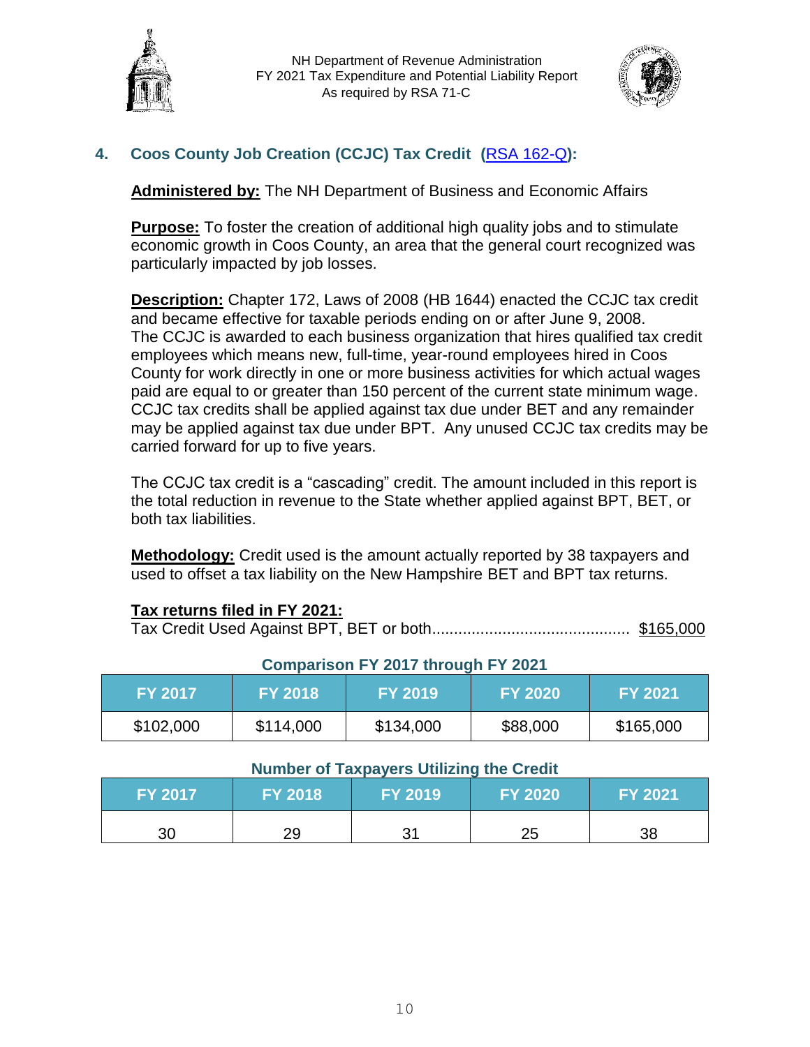## 4. Coos County Job Creation (CCJC) Tax Credit (RSA 162-Q):

**Administered by:** The NH Department of Business and Economic Affairs

**Purpose:** To foster the creation of additional high quality jobs and to stimulate economic growth in Coos County, an area that the general court recognized was particularly impacted by job losses.

**Description:** Chapter 172, Laws of 2008 (HB 1644) enacted the CCJC tax credit and became effective for taxable periods ending on or after June 9, 2008. The CCJC is awarded to each business organization that hires qualified tax credit employees which means new, full-time, year-round employees hired in Coos County for work directly in one or more business activities for which actual wages paid are equal to or greater than 150 percent of the current state minimum wage. CCJC tax credits shall be applied against tax due under BET and any remainder may be applied against tax due under BPT. Any unused CCJC tax credits may be carried forward for up to five years.

The CCJC tax credit is a "cascading" credit. The amount included in this report is the total reduction in revenue to the State whether applied against BPT, BET, or both tax liabilities.

**Methodology:** Credit used is the amount actually reported by 38 taxpayers and used to offset a tax liability on the New Hampshire BET and BPT tax returns.

**Tax returns filed in FY 2021:**

Tax Credit Used Against BPT, BET or both............................................ $165,000

### Comparison FY 2017 through FY 2021

| FY 2017 | FY 2018 | FY 2019 | FY 2020 | FY 2021 |
|---|---|---|---|---|
| $102,000 | $114,000 | $134,000 | $88,000 | $165,000 |

### Number of Taxpayers Utilizing the Credit

| FY 2017 | FY 2018 | FY 2019 | FY 2020 | FY 2021 |
|---|---|---|---|---|
| 30 | 29 | 31 | 25 | 38 |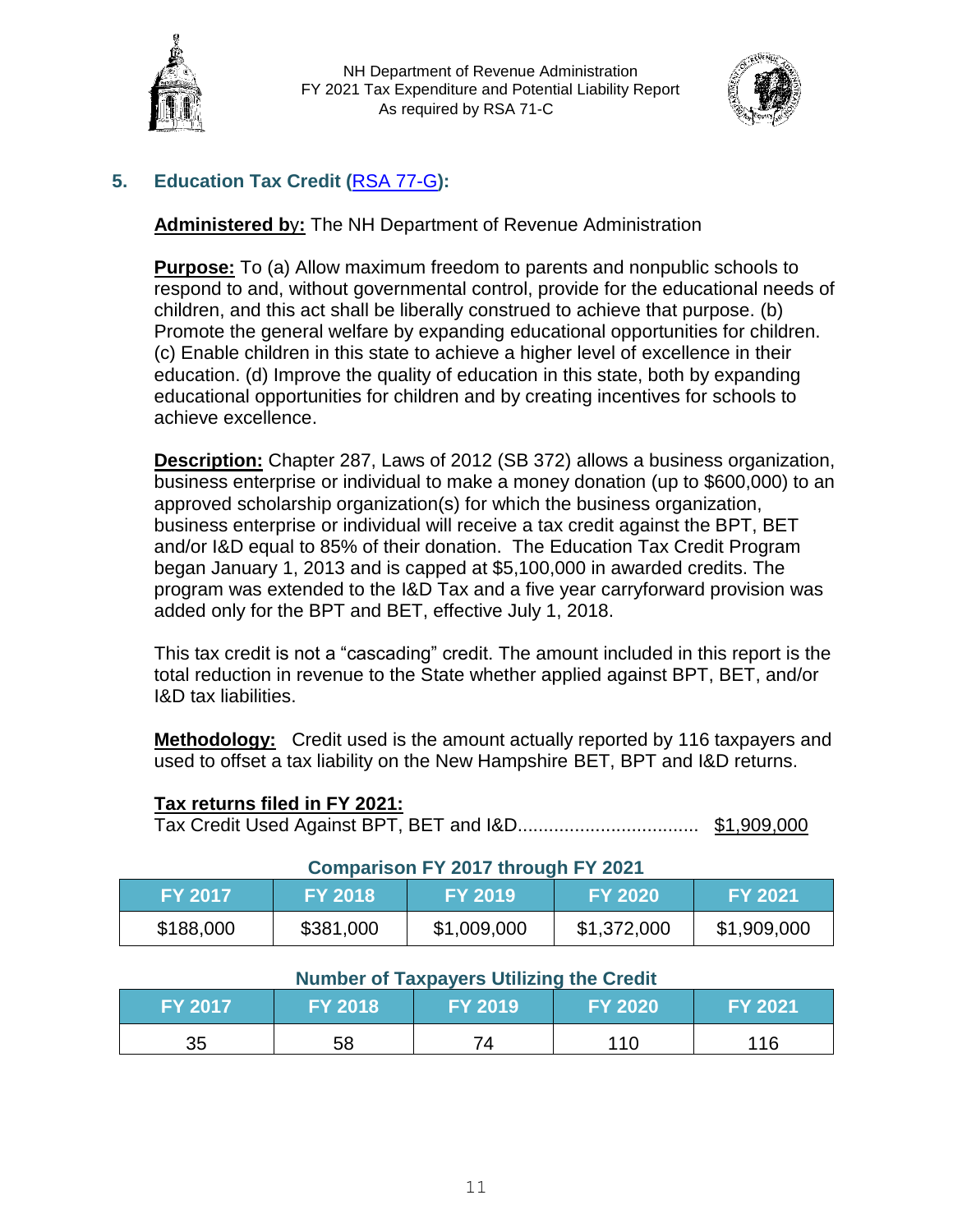## 5. Education Tax Credit (RSA 77-G):

**Administered by:** The NH Department of Revenue Administration

**Purpose:** To (a) Allow maximum freedom to parents and nonpublic schools to respond to and, without governmental control, provide for the educational needs of children, and this act shall be liberally construed to achieve that purpose. (b) Promote the general welfare by expanding educational opportunities for children. (c) Enable children in this state to achieve a higher level of excellence in their education. (d) Improve the quality of education in this state, both by expanding educational opportunities for children and by creating incentives for schools to achieve excellence.

**Description:** Chapter 287, Laws of 2012 (SB 372) allows a business organization, business enterprise or individual to make a money donation (up to $600,000) to an approved scholarship organization(s) for which the business organization, business enterprise or individual will receive a tax credit against the BPT, BET and/or I&D equal to 85% of their donation. The Education Tax Credit Program began January 1, 2013 and is capped at $5,100,000 in awarded credits. The program was extended to the I&D Tax and a five year carryforward provision was added only for the BPT and BET, effective July 1, 2018.

This tax credit is not a "cascading" credit. The amount included in this report is the total reduction in revenue to the State whether applied against BPT, BET, and/or I&D tax liabilities.

**Methodology:** Credit used is the amount actually reported by 116 taxpayers and used to offset a tax liability on the New Hampshire BET, BPT and I&D returns.

**Tax returns filed in FY 2021:**

Tax Credit Used Against BPT, BET and I&D.................................. $1,909,000

**Comparison FY 2017 through FY 2021**

| FY 2017 | FY 2018 | FY 2019 | FY 2020 | FY 2021 |
|---|---|---|---|---|
| $188,000 | $381,000 | $1,009,000 | $1,372,000 | $1,909,000 |

**Number of Taxpayers Utilizing the Credit**

| FY 2017 | FY 2018 | FY 2019 | FY 2020 | FY 2021 |
|---|---|---|---|---|
| 35 | 58 | 74 | 110 | 116 |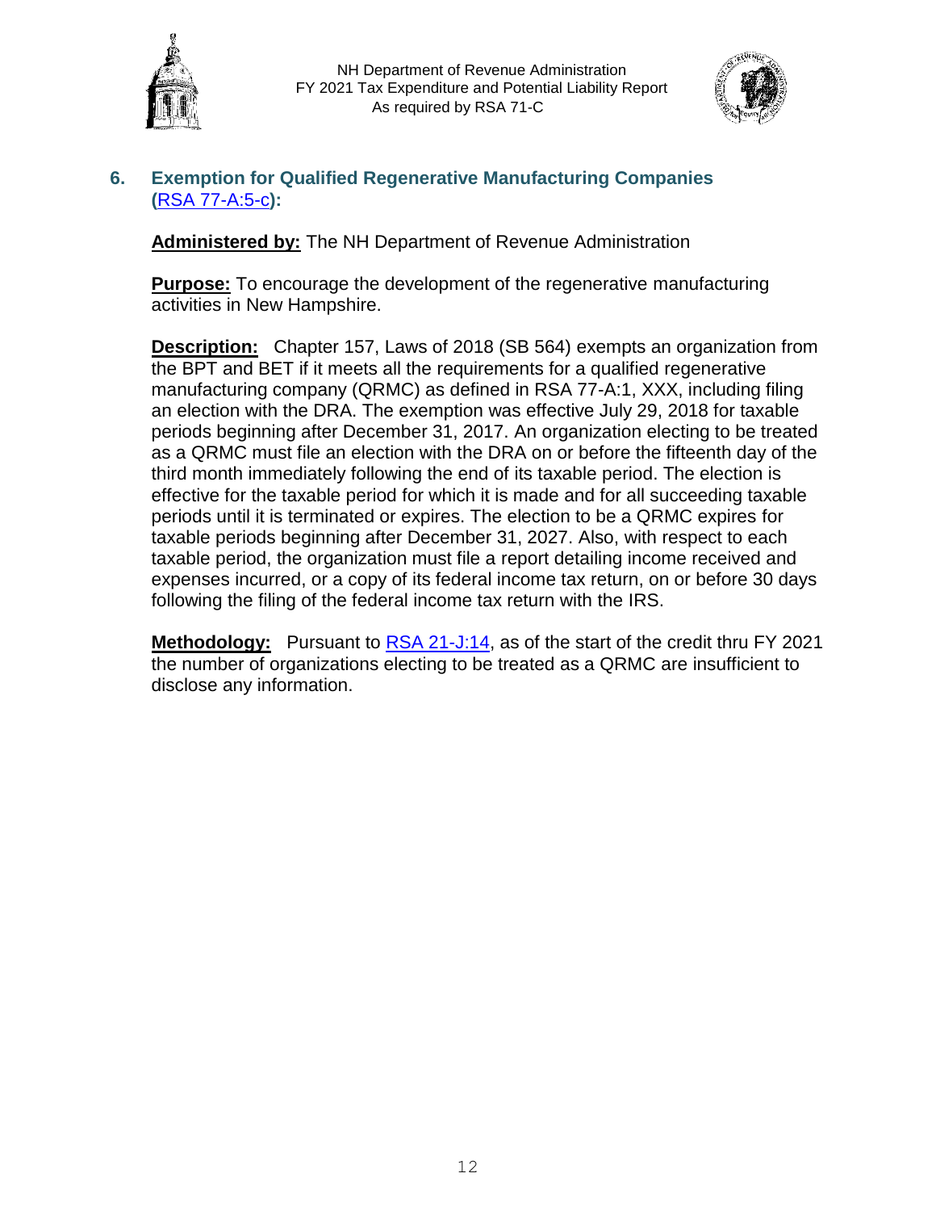### 6. Exemption for Qualified Regenerative Manufacturing Companies (RSA 77-A:5-c):

**Administered by:** The NH Department of Revenue Administration

**Purpose:** To encourage the development of the regenerative manufacturing activities in New Hampshire.

**Description:** Chapter 157, Laws of 2018 (SB 564) exempts an organization from the BPT and BET if it meets all the requirements for a qualified regenerative manufacturing company (QRMC) as defined in RSA 77-A:1, XXX, including filing an election with the DRA. The exemption was effective July 29, 2018 for taxable periods beginning after December 31, 2017. An organization electing to be treated as a QRMC must file an election with the DRA on or before the fifteenth day of the third month immediately following the end of its taxable period. The election is effective for the taxable period for which it is made and for all succeeding taxable periods until it is terminated or expires. The election to be a QRMC expires for taxable periods beginning after December 31, 2027. Also, with respect to each taxable period, the organization must file a report detailing income received and expenses incurred, or a copy of its federal income tax return, on or before 30 days following the filing of the federal income tax return with the IRS.

**Methodology:** Pursuant to RSA 21-J:14, as of the start of the credit thru FY 2021 the number of organizations electing to be treated as a QRMC are insufficient to disclose any information.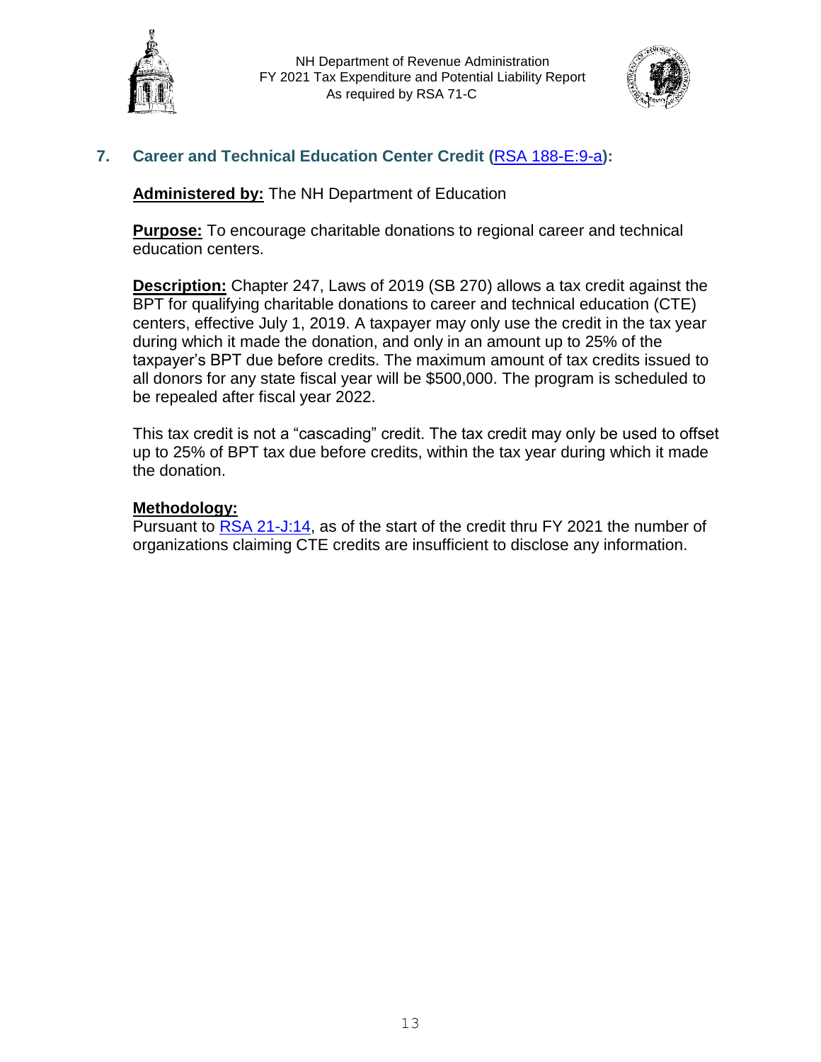## 7. Career and Technical Education Center Credit (RSA 188-E:9-a):

**Administered by:** The NH Department of Education

**Purpose:** To encourage charitable donations to regional career and technical education centers.

**Description:** Chapter 247, Laws of 2019 (SB 270) allows a tax credit against the BPT for qualifying charitable donations to career and technical education (CTE) centers, effective July 1, 2019. A taxpayer may only use the credit in the tax year during which it made the donation, and only in an amount up to 25% of the taxpayer's BPT due before credits. The maximum amount of tax credits issued to all donors for any state fiscal year will be $500,000. The program is scheduled to be repealed after fiscal year 2022.

This tax credit is not a "cascading" credit. The tax credit may only be used to offset up to 25% of BPT tax due before credits, within the tax year during which it made the donation.

**Methodology:**
Pursuant to RSA 21-J:14, as of the start of the credit thru FY 2021 the number of organizations claiming CTE credits are insufficient to disclose any information.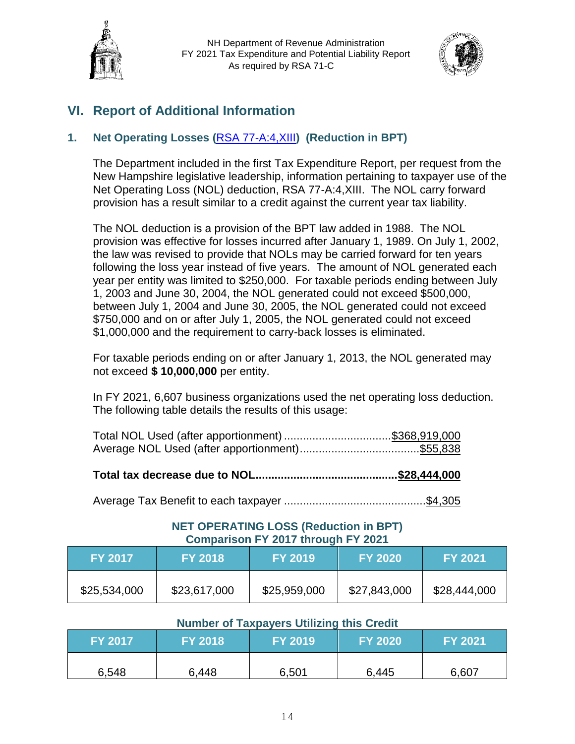# VI. Report of Additional Information

## 1. Net Operating Losses (RSA 77-A:4,XIII) (Reduction in BPT)

The Department included in the first Tax Expenditure Report, per request from the New Hampshire legislative leadership, information pertaining to taxpayer use of the Net Operating Loss (NOL) deduction, RSA 77-A:4,XIII. The NOL carry forward provision has a result similar to a credit against the current year tax liability.

The NOL deduction is a provision of the BPT law added in 1988. The NOL provision was effective for losses incurred after January 1, 1989. On July 1, 2002, the law was revised to provide that NOLs may be carried forward for ten years following the loss year instead of five years. The amount of NOL generated each year per entity was limited to $250,000. For taxable periods ending between July 1, 2003 and June 30, 2004, the NOL generated could not exceed $500,000, between July 1, 2004 and June 30, 2005, the NOL generated could not exceed $750,000 and on or after July 1, 2005, the NOL generated could not exceed $1,000,000 and the requirement to carry-back losses is eliminated.

For taxable periods ending on or after January 1, 2013, the NOL generated may not exceed **$ 10,000,000** per entity.

In FY 2021, 6,607 business organizations used the net operating loss deduction. The following table details the results of this usage:

Total NOL Used (after apportionment) .................................$368,919,000
Average NOL Used (after apportionment).....................................$55,838

**Total tax decrease due to NOL............................................$28,444,000**

Average Tax Benefit to each taxpayer ............................................$4,305

**NET OPERATING LOSS (Reduction in BPT)**
**Comparison FY 2017 through FY 2021**

| FY 2017 | FY 2018 | FY 2019 | FY 2020 | FY 2021 |
|---|---|---|---|---|
| $25,534,000 | $23,617,000 | $25,959,000 | $27,843,000 | $28,444,000 |

**Number of Taxpayers Utilizing this Credit**

| FY 2017 | FY 2018 | FY 2019 | FY 2020 | FY 2021 |
|---|---|---|---|---|
| 6,548 | 6,448 | 6,501 | 6,445 | 6,607 |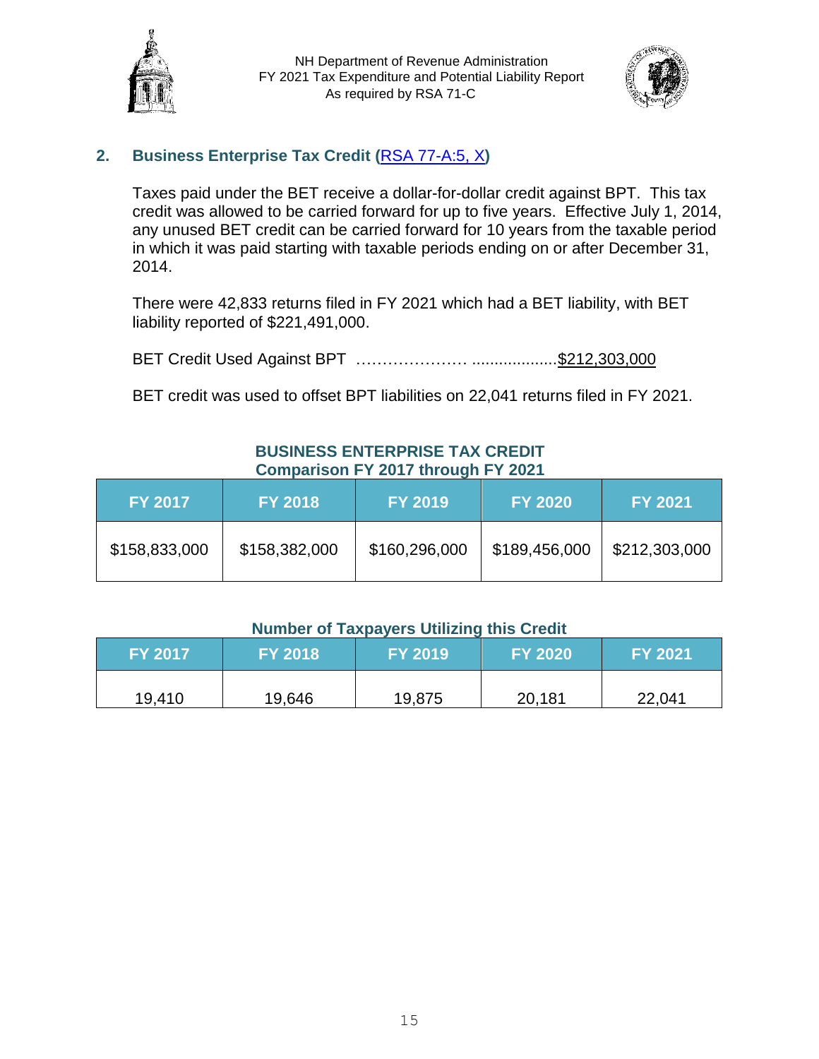## 2. Business Enterprise Tax Credit (RSA 77-A:5, X)

Taxes paid under the BET receive a dollar-for-dollar credit against BPT. This tax credit was allowed to be carried forward for up to five years. Effective July 1, 2014, any unused BET credit can be carried forward for 10 years from the taxable period in which it was paid starting with taxable periods ending on or after December 31, 2014.

There were 42,833 returns filed in FY 2021 which had a BET liability, with BET liability reported of $221,491,000.

BET Credit Used Against BPT …………………. ..................$212,303,000

BET credit was used to offset BPT liabilities on 22,041 returns filed in FY 2021.

**BUSINESS ENTERPRISE TAX CREDIT**
**Comparison FY 2017 through FY 2021**

| FY 2017 | FY 2018 | FY 2019 | FY 2020 | FY 2021 |
|---|---|---|---|---|
| $158,833,000 | $158,382,000 | $160,296,000 | $189,456,000 | $212,303,000 |

**Number of Taxpayers Utilizing this Credit**

| FY 2017 | FY 2018 | FY 2019 | FY 2020 | FY 2021 |
|---|---|---|---|---|
| 19,410 | 19,646 | 19,875 | 20,181 | 22,041 |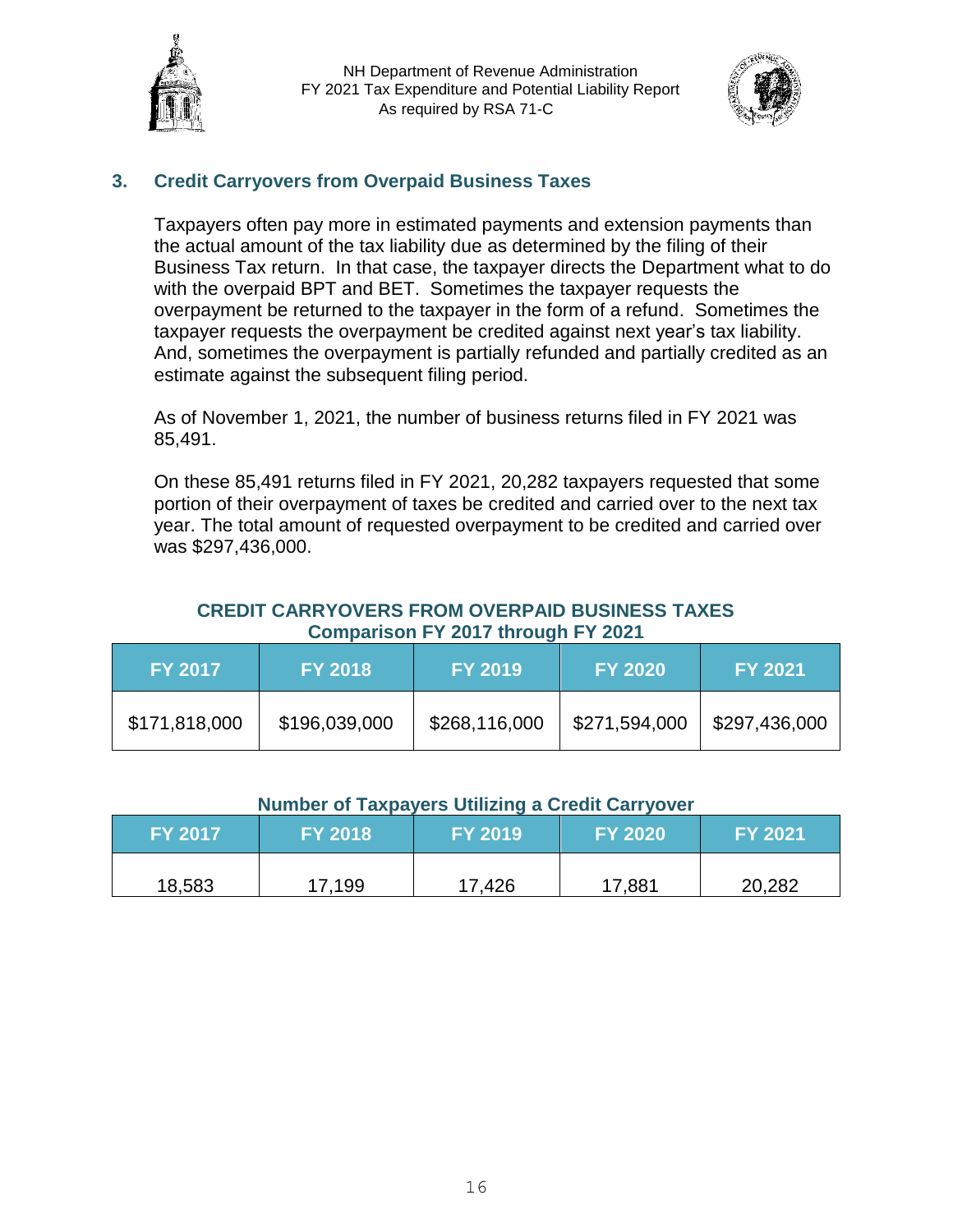## 3. Credit Carryovers from Overpaid Business Taxes

Taxpayers often pay more in estimated payments and extension payments than the actual amount of the tax liability due as determined by the filing of their Business Tax return. In that case, the taxpayer directs the Department what to do with the overpaid BPT and BET. Sometimes the taxpayer requests the overpayment be returned to the taxpayer in the form of a refund. Sometimes the taxpayer requests the overpayment be credited against next year's tax liability. And, sometimes the overpayment is partially refunded and partially credited as an estimate against the subsequent filing period.

As of November 1, 2021, the number of business returns filed in FY 2021 was 85,491.

On these 85,491 returns filed in FY 2021, 20,282 taxpayers requested that some portion of their overpayment of taxes be credited and carried over to the next tax year. The total amount of requested overpayment to be credited and carried over was $297,436,000.

**CREDIT CARRYOVERS FROM OVERPAID BUSINESS TAXES**
**Comparison FY 2017 through FY 2021**

| FY 2017 | FY 2018 | FY 2019 | FY 2020 | FY 2021 |
|---|---|---|---|---|
| $171,818,000 | $196,039,000 | $268,116,000 | $271,594,000 | $297,436,000 |

**Number of Taxpayers Utilizing a Credit Carryover**

| FY 2017 | FY 2018 | FY 2019 | FY 2020 | FY 2021 |
|---|---|---|---|---|
| 18,583 | 17,199 | 17,426 | 17,881 | 20,282 |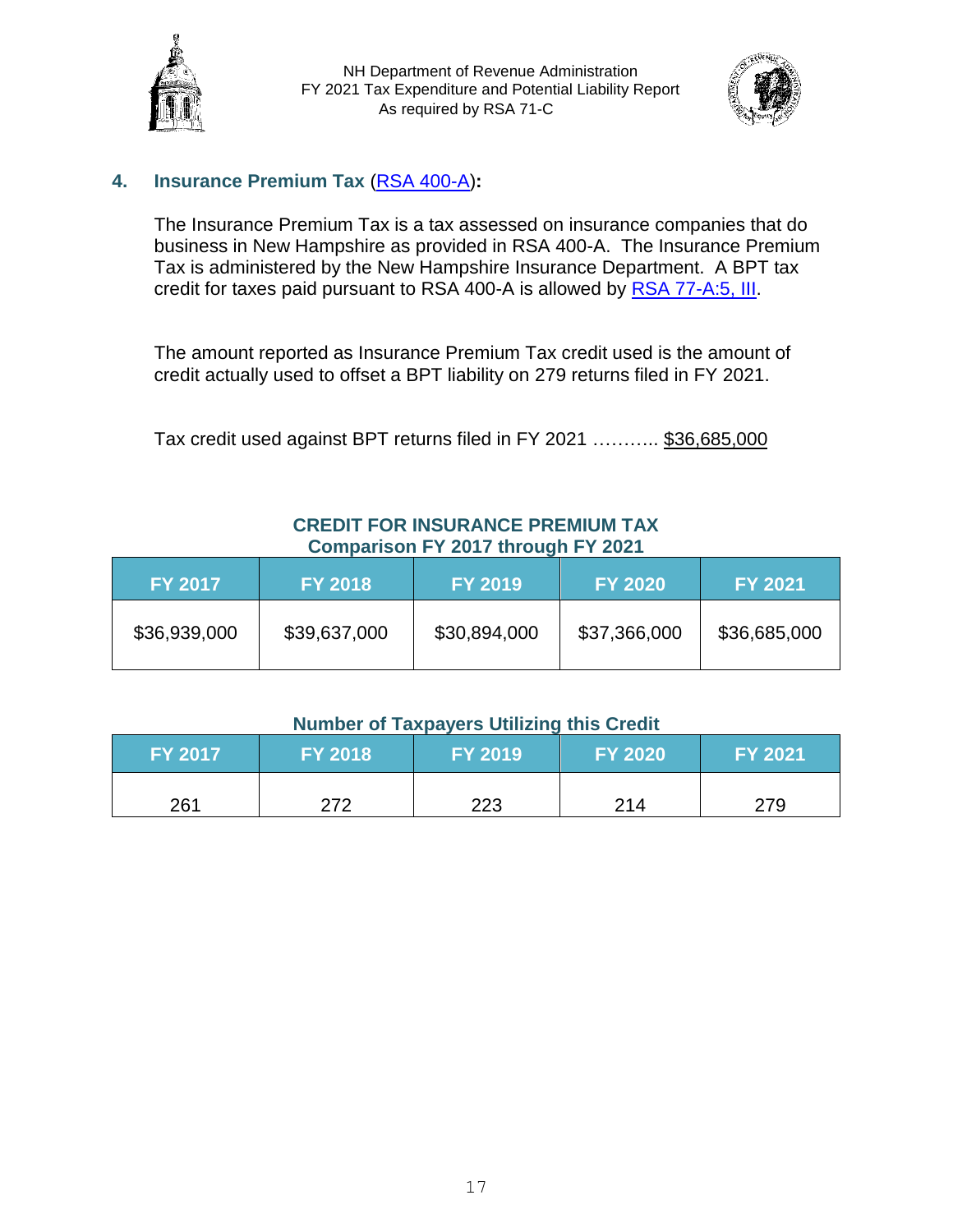## 4. Insurance Premium Tax (RSA 400-A):

The Insurance Premium Tax is a tax assessed on insurance companies that do business in New Hampshire as provided in RSA 400-A. The Insurance Premium Tax is administered by the New Hampshire Insurance Department. A BPT tax credit for taxes paid pursuant to RSA 400-A is allowed by RSA 77-A:5, III.

The amount reported as Insurance Premium Tax credit used is the amount of credit actually used to offset a BPT liability on 279 returns filed in FY 2021.

Tax credit used against BPT returns filed in FY 2021 ……….. $36,685,000

**CREDIT FOR INSURANCE PREMIUM TAX**
**Comparison FY 2017 through FY 2021**

| FY 2017 | FY 2018 | FY 2019 | FY 2020 | FY 2021 |
|---|---|---|---|---|
| $36,939,000 | $39,637,000 | $30,894,000 | $37,366,000 | $36,685,000 |

**Number of Taxpayers Utilizing this Credit**

| FY 2017 | FY 2018 | FY 2019 | FY 2020 | FY 2021 |
|---|---|---|---|---|
| 261 | 272 | 223 | 214 | 279 |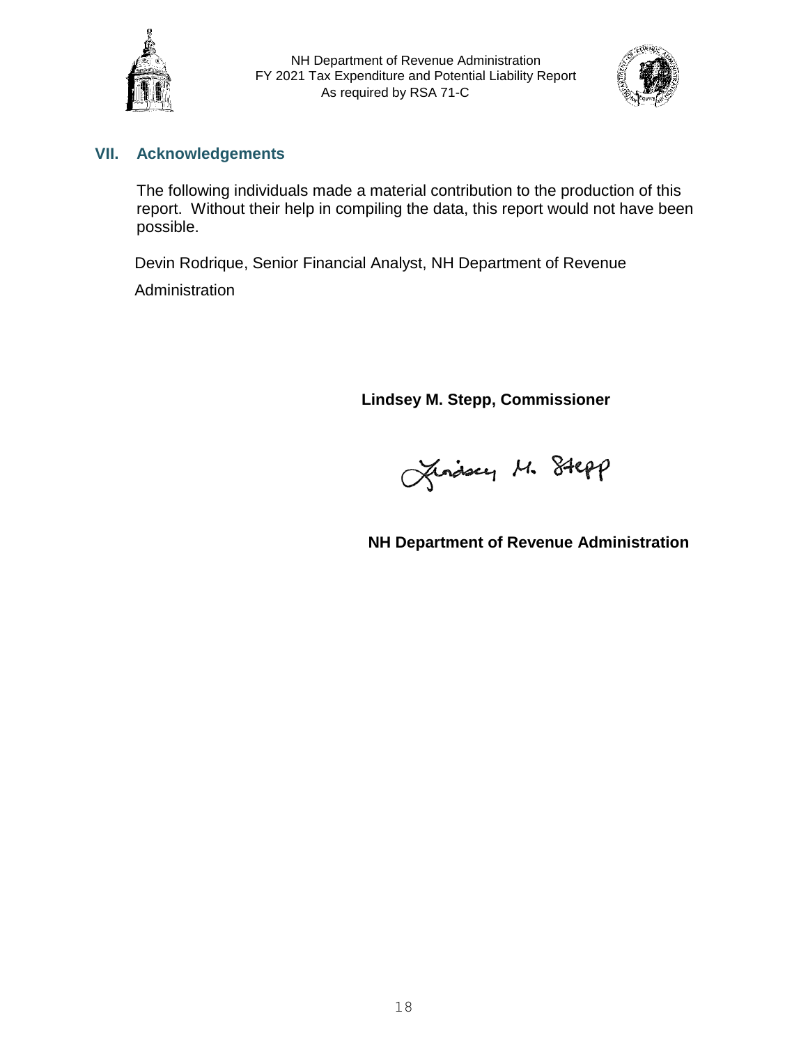## VII. Acknowledgements

The following individuals made a material contribution to the production of this report. Without their help in compiling the data, this report would not have been possible.

Devin Rodrique, Senior Financial Analyst, NH Department of Revenue Administration

**Lindsey M. Stepp, Commissioner**

Lindsey M. Stepp

**NH Department of Revenue Administration**